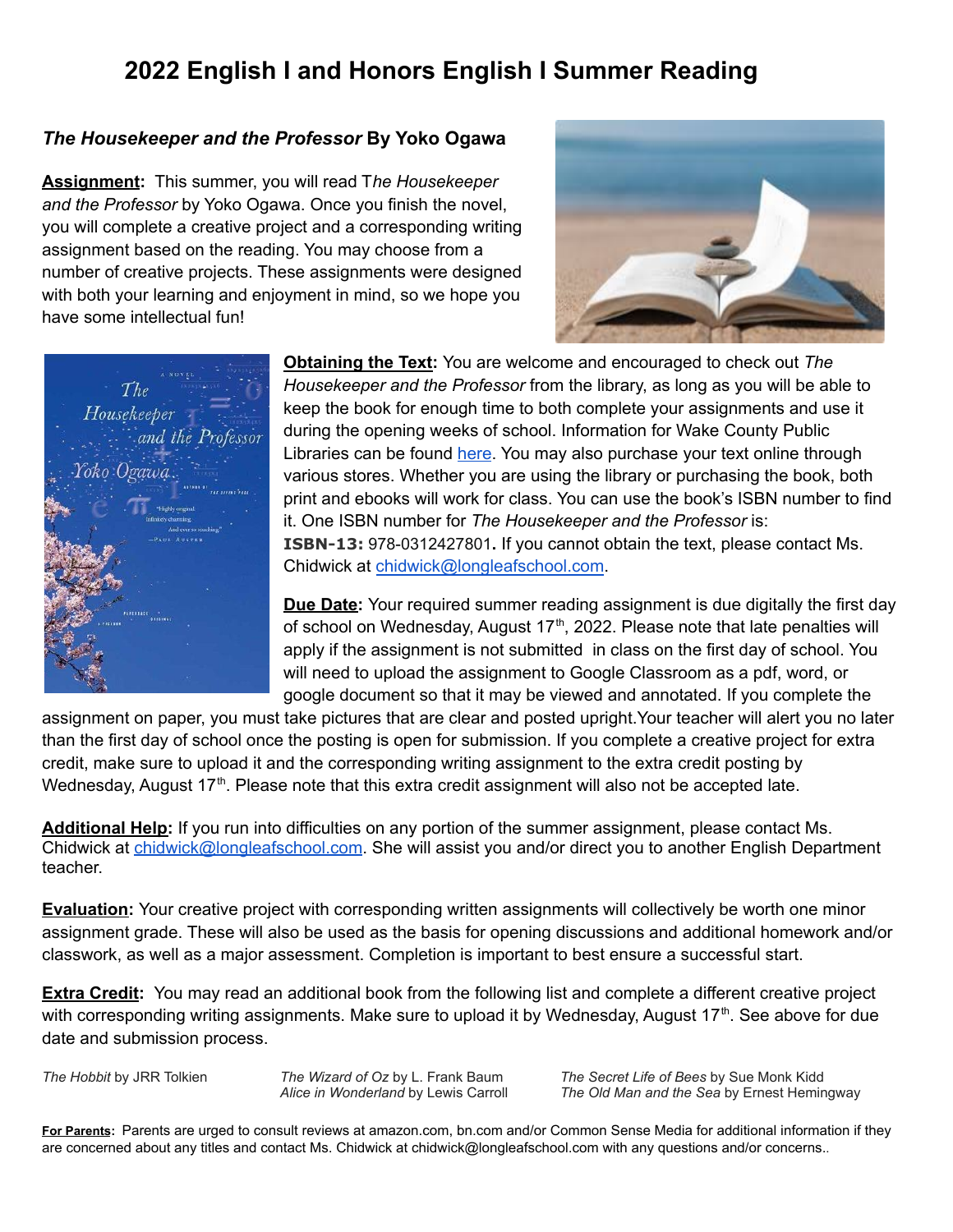# 2022 English I and Honors English I Summer Reading

### *The Housekeeper and the Professor* By Yoko Ogawa

**Assignment:** This summer, you will read T*he Housekeeper and the Professor* by Yoko Ogawa. Once you finish the novel, you will complete a creative project and a corresponding writing assignment based on the reading. You may choose from a number of creative projects. These assignments were designed with both your learning and enjoyment in mind, so we hope you have some intellectual fun!

**Obtaining the Text:** You are welcome and encouraged to check out *The Housekeeper and the Professor* from the library, as long as you will be able to keep the book for enough time to both complete your assignments and use it during the opening weeks of school. Information for Wake County Public Libraries can be found here. You may also purchase your text online through various stores. Whether you are using the library or purchasing the book, both print and ebooks will work for class. You can use the book's ISBN number to find it. One ISBN number for *The Housekeeper and the Professor* is: **ISBN-13:** 978-0312427801**.** If you cannot obtain the text, please contact Ms. Chidwick at chidwick@longleafschool.com.

**Due Date:** Your required summer reading assignment is due digitally the first day of school on Wednesday, August 17th, 2022. Please note that late penalties will apply if the assignment is not submitted in class on the first day of school. You will need to upload the assignment to Google Classroom as a pdf, word, or google document so that it may be viewed and annotated. If you complete the assignment on paper, you must take pictures that are clear and posted upright.Your teacher will alert you no later than the first day of school once the posting is open for submission. If you complete a creative project for extra credit, make sure to upload it and the corresponding writing assignment to the extra credit posting by Wednesday, August 17th. Please note that this extra credit assignment will also not be accepted late.

**Additional Help:** If you run into difficulties on any portion of the summer assignment, please contact Ms. Chidwick at chidwick@longleafschool.com. She will assist you and/or direct you to another English Department teacher.

**Evaluation:** Your creative project with corresponding written assignments will collectively be worth one minor assignment grade. These will also be used as the basis for opening discussions and additional homework and/or classwork, as well as a major assessment. Completion is important to best ensure a successful start.

**Extra Credit:** You may read an additional book from the following list and complete a different creative project with corresponding writing assignments. Make sure to upload it by Wednesday, August 17th. See above for due date and submission process.

- *The Hobbit* by JRR Tolkien
- *The Wizard of Oz* by L. Frank Baum
- *Alice in Wonderland* by Lewis Carroll
- *The Secret Life of Bees* by Sue Monk Kidd
- *The Old Man and the Sea* by Ernest Hemingway

**For Parents:** Parents are urged to consult reviews at amazon.com, bn.com and/or Common Sense Media for additional information if they are concerned about any titles and contact Ms. Chidwick at chidwick@longleafschool.com with any questions and/or concerns..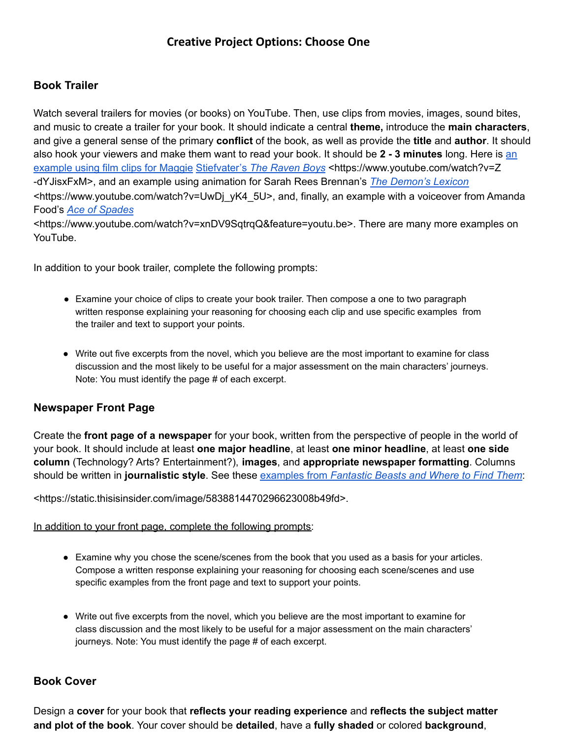## Creative Project Options: Choose One

### Book Trailer

Watch several trailers for movies (or books) on YouTube. Then, use clips from movies, images, sound bites, and music to create a trailer for your book. It should indicate a central **theme,** introduce the **main characters**, and give a general sense of the primary **conflict** of the book, as well as provide the **title** and **author**. It should also hook your viewers and make them want to read your book. It should be **2 - 3 minutes** long. Here is [an example using film clips for Maggie](https://www.youtube.com/watch?v=Z-dYJisxFxM) [Stiefvater's *The Raven Boys*](https://www.youtube.com/watch?v=Z-dYJisxFxM) <https://www.youtube.com/watch?v=Z-dYJisxFxM>, and an example using animation for Sarah Rees Brennan's [*The Demon's Lexicon*](https://www.youtube.com/watch?v=UwDj_yK4_5U) <https://www.youtube.com/watch?v=UwDj_yK4_5U>, and, finally, an example with a voiceover from Amanda Food's [*Ace of Spades*](https://www.youtube.com/watch?v=xnDV9SqtrqQ&feature=youtu.be) <https://www.youtube.com/watch?v=xnDV9SqtrqQ&feature=youtu.be>. There are many more examples on YouTube.

In addition to your book trailer, complete the following prompts:

- Examine your choice of clips to create your book trailer. Then compose a one to two paragraph written response explaining your reasoning for choosing each clip and use specific examples from the trailer and text to support your points.
- Write out five excerpts from the novel, which you believe are the most important to examine for class discussion and the most likely to be useful for a major assessment on the main characters' journeys. Note: You must identify the page # of each excerpt.

### Newspaper Front Page

Create the **front page of a newspaper** for your book, written from the perspective of people in the world of your book. It should include at least **one major headline**, at least **one minor headline**, at least **one side column** (Technology? Arts? Entertainment?), **images**, and **appropriate newspaper formatting**. Columns should be written in **journalistic style**. See these [examples from *Fantastic Beasts and Where to Find Them*](https://static.thisisinsider.com/image/5838814470296623008b49fd):

<https://static.thisisinsider.com/image/5838814470296623008b49fd>.

In addition to your front page, complete the following prompts:

- Examine why you chose the scene/scenes from the book that you used as a basis for your articles. Compose a written response explaining your reasoning for choosing each scene/scenes and use specific examples from the front page and text to support your points.
- Write out five excerpts from the novel, which you believe are the most important to examine for class discussion and the most likely to be useful for a major assessment on the main characters' journeys. Note: You must identify the page # of each excerpt.

### Book Cover

Design a **cover** for your book that **reflects your reading experience** and **reflects the subject matter and plot of the book**. Your cover should be **detailed**, have a **fully shaded** or colored **background**,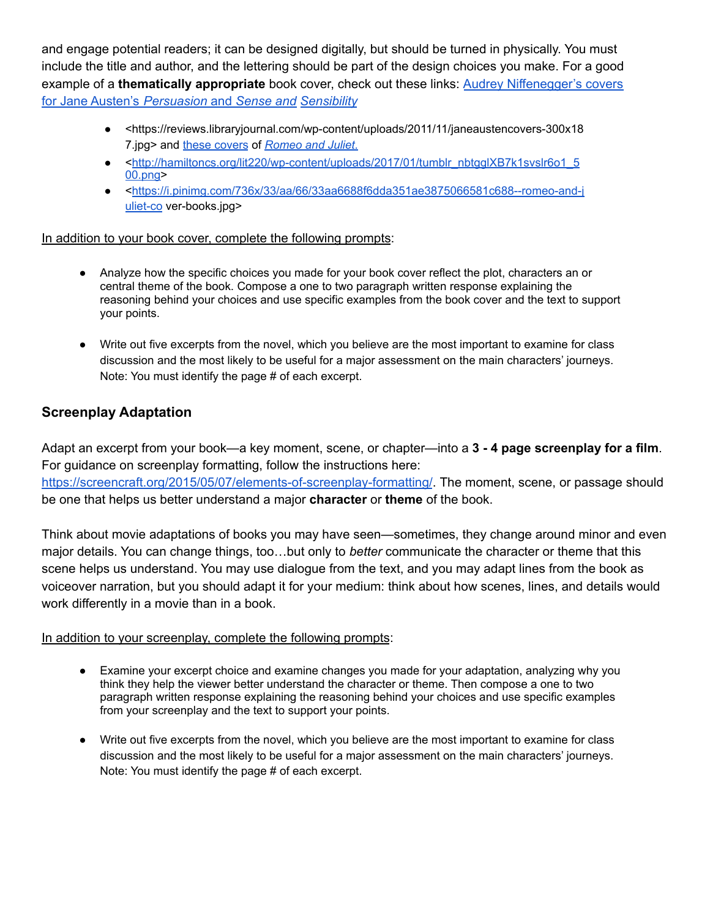and engage potential readers; it can be designed digitally, but should be turned in physically. You must include the title and author, and the lettering should be part of the design choices you make. For a good example of a **thematically appropriate** book cover, check out these links: [Audrey Niffenegger's covers for Jane Austen's *Persuasion* and *Sense and Sensibility*](https://reviews.libraryjournal.com/wp-content/uploads/2011/11/janeaustencovers-300x187.jpg)

- <https://reviews.libraryjournal.com/wp-content/uploads/2011/11/janeaustencovers-300x187.jpg> and [these covers](http://hamiltoncs.org/lit220/wp-content/uploads/2017/01/tumblr_nbtgglXB7k1svslr6o1_500.png) of [*Romeo and Juliet*.](https://i.pinimg.com/736x/33/aa/66/33aa6688f6dda351ae3875066581c688--romeo-and-juliet-cover-books.jpg)
- <[http://hamiltoncs.org/lit220/wp-content/uploads/2017/01/tumblr_nbtgglXB7k1svslr6o1_500.png](http://hamiltoncs.org/lit220/wp-content/uploads/2017/01/tumblr_nbtgglXB7k1svslr6o1_500.png)>
- <[https://i.pinimg.com/736x/33/aa/66/33aa6688f6dda351ae3875066581c688--romeo-and-juliet-co](https://i.pinimg.com/736x/33/aa/66/33aa6688f6dda351ae3875066581c688--romeo-and-juliet-co) ver-books.jpg>

<u>In addition to your book cover, complete the following prompts</u>:

- Analyze how the specific choices you made for your book cover reflect the plot, characters an or central theme of the book. Compose a one to two paragraph written response explaining the reasoning behind your choices and use specific examples from the book cover and the text to support your points.
- Write out five excerpts from the novel, which you believe are the most important to examine for class discussion and the most likely to be useful for a major assessment on the main characters' journeys. Note: You must identify the page # of each excerpt.

### Screenplay Adaptation

Adapt an excerpt from your book—a key moment, scene, or chapter—into a **3 - 4 page screenplay for a film**. For guidance on screenplay formatting, follow the instructions here: [https://screencraft.org/2015/05/07/elements-of-screenplay-formatting/](https://screencraft.org/2015/05/07/elements-of-screenplay-formatting/). The moment, scene, or passage should be one that helps us better understand a major **character** or **theme** of the book.

Think about movie adaptations of books you may have seen—sometimes, they change around minor and even major details. You can change things, too…but only to *better* communicate the character or theme that this scene helps us understand. You may use dialogue from the text, and you may adapt lines from the book as voiceover narration, but you should adapt it for your medium: think about how scenes, lines, and details would work differently in a movie than in a book.

<u>In addition to your screenplay, complete the following prompts</u>:

- Examine your excerpt choice and examine changes you made for your adaptation, analyzing why you think they help the viewer better understand the character or theme. Then compose a one to two paragraph written response explaining the reasoning behind your choices and use specific examples from your screenplay and the text to support your points.
- Write out five excerpts from the novel, which you believe are the most important to examine for class discussion and the most likely to be useful for a major assessment on the main characters' journeys. Note: You must identify the page # of each excerpt.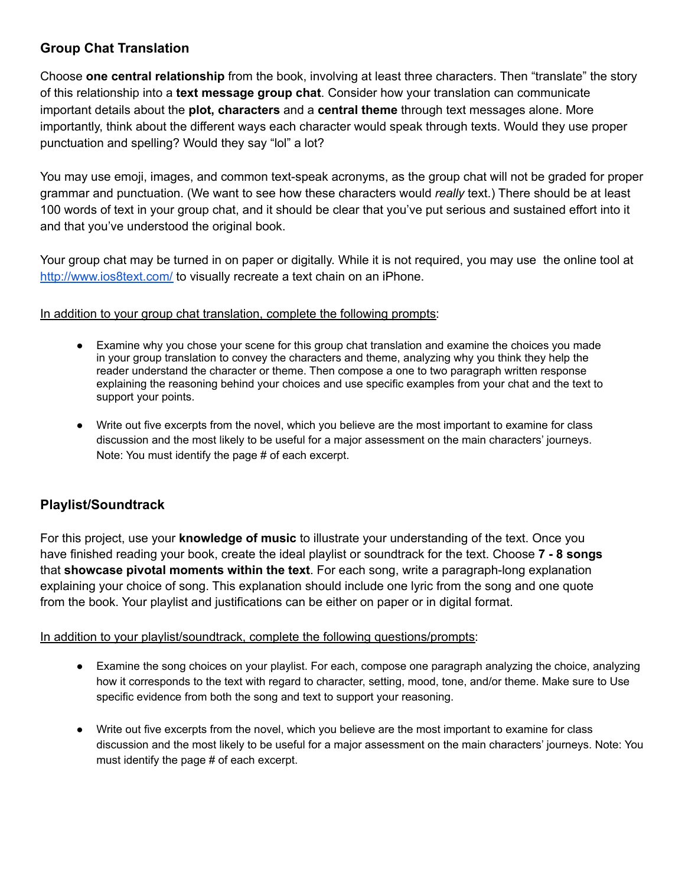### Group Chat Translation

Choose **one central relationship** from the book, involving at least three characters. Then "translate" the story of this relationship into a **text message group chat**. Consider how your translation can communicate important details about the **plot, characters** and a **central theme** through text messages alone. More importantly, think about the different ways each character would speak through texts. Would they use proper punctuation and spelling? Would they say "lol" a lot?

You may use emoji, images, and common text-speak acronyms, as the group chat will not be graded for proper grammar and punctuation. (We want to see how these characters would *really* text.) There should be at least 100 words of text in your group chat, and it should be clear that you've put serious and sustained effort into it and that you've understood the original book.

Your group chat may be turned in on paper or digitally. While it is not required, you may use the online tool at [http://www.ios8text.com/](http://www.ios8text.com/) to visually recreate a text chain on an iPhone.

<u>In addition to your group chat translation, complete the following prompts</u>:

- Examine why you chose your scene for this group chat translation and examine the choices you made in your group translation to convey the characters and theme, analyzing why you think they help the reader understand the character or theme. Then compose a one to two paragraph written response explaining the reasoning behind your choices and use specific examples from your chat and the text to support your points.
- Write out five excerpts from the novel, which you believe are the most important to examine for class discussion and the most likely to be useful for a major assessment on the main characters' journeys. Note: You must identify the page # of each excerpt.

### Playlist/Soundtrack

For this project, use your **knowledge of music** to illustrate your understanding of the text. Once you have finished reading your book, create the ideal playlist or soundtrack for the text. Choose **7 - 8 songs** that **showcase pivotal moments within the text**. For each song, write a paragraph-long explanation explaining your choice of song. This explanation should include one lyric from the song and one quote from the book. Your playlist and justifications can be either on paper or in digital format.

<u>In addition to your playlist/soundtrack, complete the following questions/prompts</u>:

- Examine the song choices on your playlist. For each, compose one paragraph analyzing the choice, analyzing how it corresponds to the text with regard to character, setting, mood, tone, and/or theme. Make sure to Use specific evidence from both the song and text to support your reasoning.
- Write out five excerpts from the novel, which you believe are the most important to examine for class discussion and the most likely to be useful for a major assessment on the main characters' journeys. Note: You must identify the page # of each excerpt.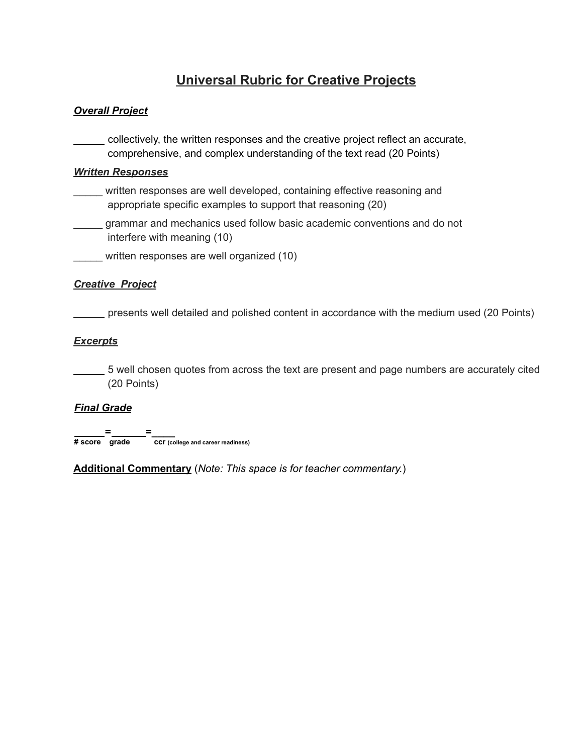# Universal Rubric for Creative Projects

***Overall Project***

______ collectively, the written responses and the creative project reflect an accurate, comprehensive, and complex understanding of the text read (20 Points)

***Written Responses***

_____ written responses are well developed, containing effective reasoning and appropriate specific examples to support that reasoning (20)

_____ grammar and mechanics used follow basic academic conventions and do not interfere with meaning (10)

_____ written responses are well organized (10)

***Creative Project***

______ presents well detailed and polished content in accordance with the medium used (20 Points)

***Excerpts***

______ 5 well chosen quotes from across the text are present and page numbers are accurately cited (20 Points)

***Final Grade***

______=______=____

**# score grade ccr** (college and career readiness)

**Additional Commentary** (*Note: This space is for teacher commentary.*)